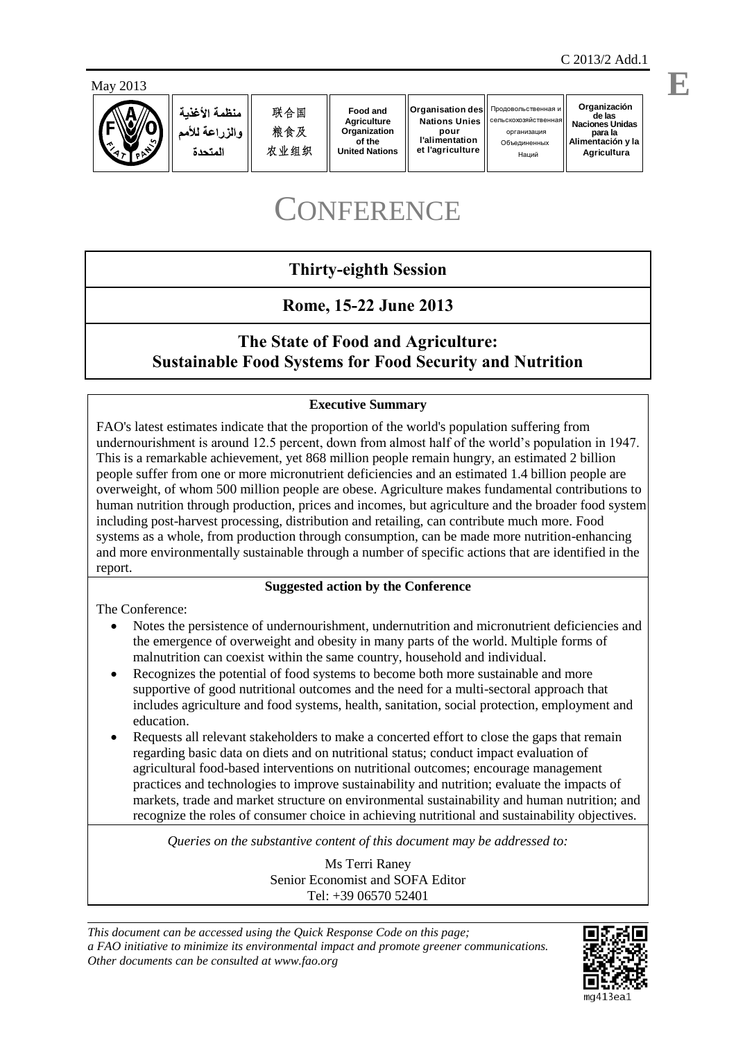C 2013/2 Add.1

May 2013

| منظمة الأغذية والزراعة للأمم المتحدة | 联合国粮食及农业组织 | Food and Agriculture Organization of the United Nations | Organisation des Nations Unies pour l'alimentation et l'agriculture | Продовольственная и сельскохозяйственная организация Объединенных Наций | Organización de las Naciones Unidas para la Alimentación y la Agricultura |
|---|---|---|---|---|---|

E

# CONFERENCE

## Thirty-eighth Session

## Rome, 15-22 June 2013

## The State of Food and Agriculture: Sustainable Food Systems for Food Security and Nutrition

### Executive Summary

FAO's latest estimates indicate that the proportion of the world's population suffering from undernourishment is around 12.5 percent, down from almost half of the world's population in 1947. This is a remarkable achievement, yet 868 million people remain hungry, an estimated 2 billion people suffer from one or more micronutrient deficiencies and an estimated 1.4 billion people are overweight, of whom 500 million people are obese. Agriculture makes fundamental contributions to human nutrition through production, prices and incomes, but agriculture and the broader food system including post-harvest processing, distribution and retailing, can contribute much more. Food systems as a whole, from production through consumption, can be made more nutrition-enhancing and more environmentally sustainable through a number of specific actions that are identified in the report.

### Suggested action by the Conference

The Conference:

- Notes the persistence of undernourishment, undernutrition and micronutrient deficiencies and the emergence of overweight and obesity in many parts of the world. Multiple forms of malnutrition can coexist within the same country, household and individual.
- Recognizes the potential of food systems to become both more sustainable and more supportive of good nutritional outcomes and the need for a multi-sectoral approach that includes agriculture and food systems, health, sanitation, social protection, employment and education.
- Requests all relevant stakeholders to make a concerted effort to close the gaps that remain regarding basic data on diets and on nutritional status; conduct impact evaluation of agricultural food-based interventions on nutritional outcomes; encourage management practices and technologies to improve sustainability and nutrition; evaluate the impacts of markets, trade and market structure on environmental sustainability and human nutrition; and recognize the roles of consumer choice in achieving nutritional and sustainability objectives.

*Queries on the substantive content of this document may be addressed to:*

Ms Terri Raney
Senior Economist and SOFA Editor
Tel: +39 06570 52401

*This document can be accessed using the Quick Response Code on this page; a FAO initiative to minimize its environmental impact and promote greener communications. Other documents can be consulted at www.fao.org*

mg413ea1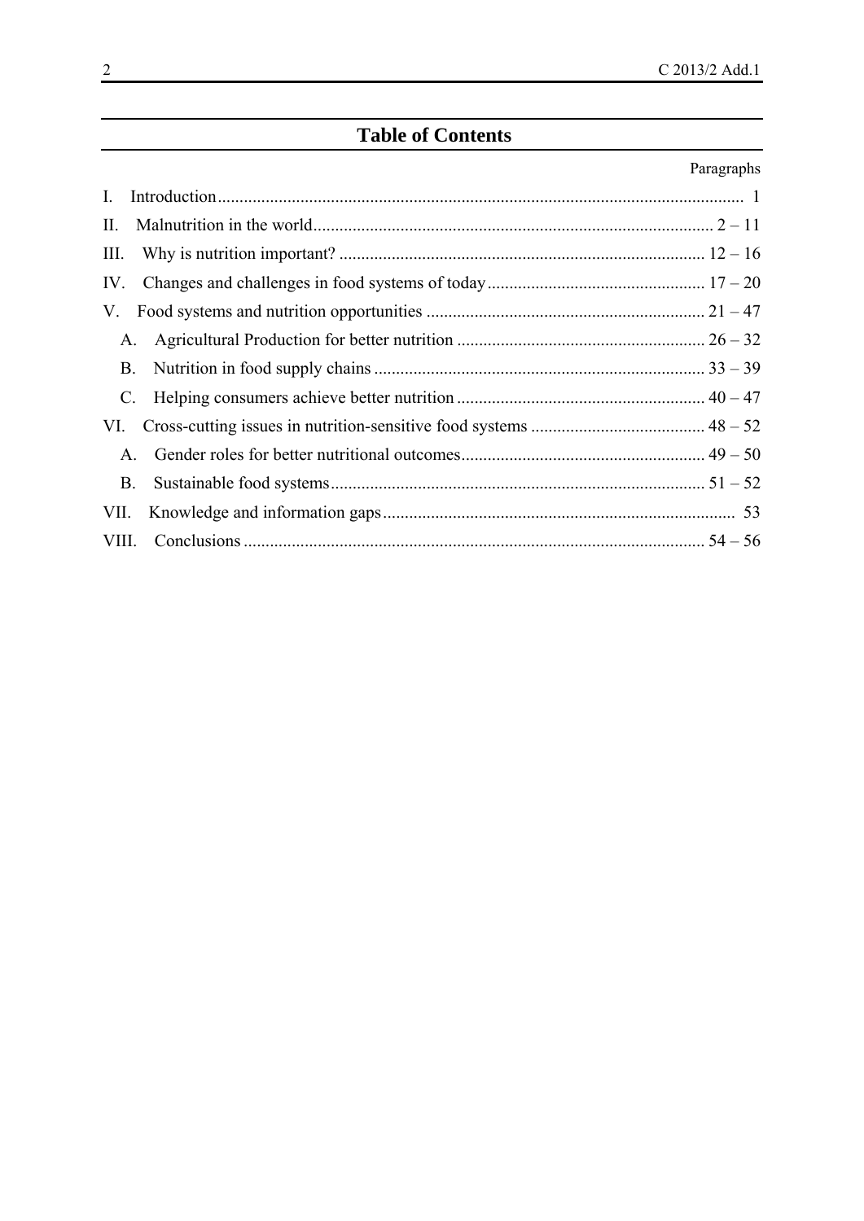## Table of Contents

| | Paragraphs |
|---|---|
| I. Introduction | 1 |
| II. Malnutrition in the world | 2 – 11 |
| III. Why is nutrition important? | 12 – 16 |
| IV. Changes and challenges in food systems of today | 17 – 20 |
| V. Food systems and nutrition opportunities | 21 – 47 |
| A. Agricultural Production for better nutrition | 26 – 32 |
| B. Nutrition in food supply chains | 33 – 39 |
| C. Helping consumers achieve better nutrition | 40 – 47 |
| VI. Cross-cutting issues in nutrition-sensitive food systems | 48 – 52 |
| A. Gender roles for better nutritional outcomes | 49 – 50 |
| B. Sustainable food systems | 51 – 52 |
| VII. Knowledge and information gaps | 53 |
| VIII. Conclusions | 54 – 56 |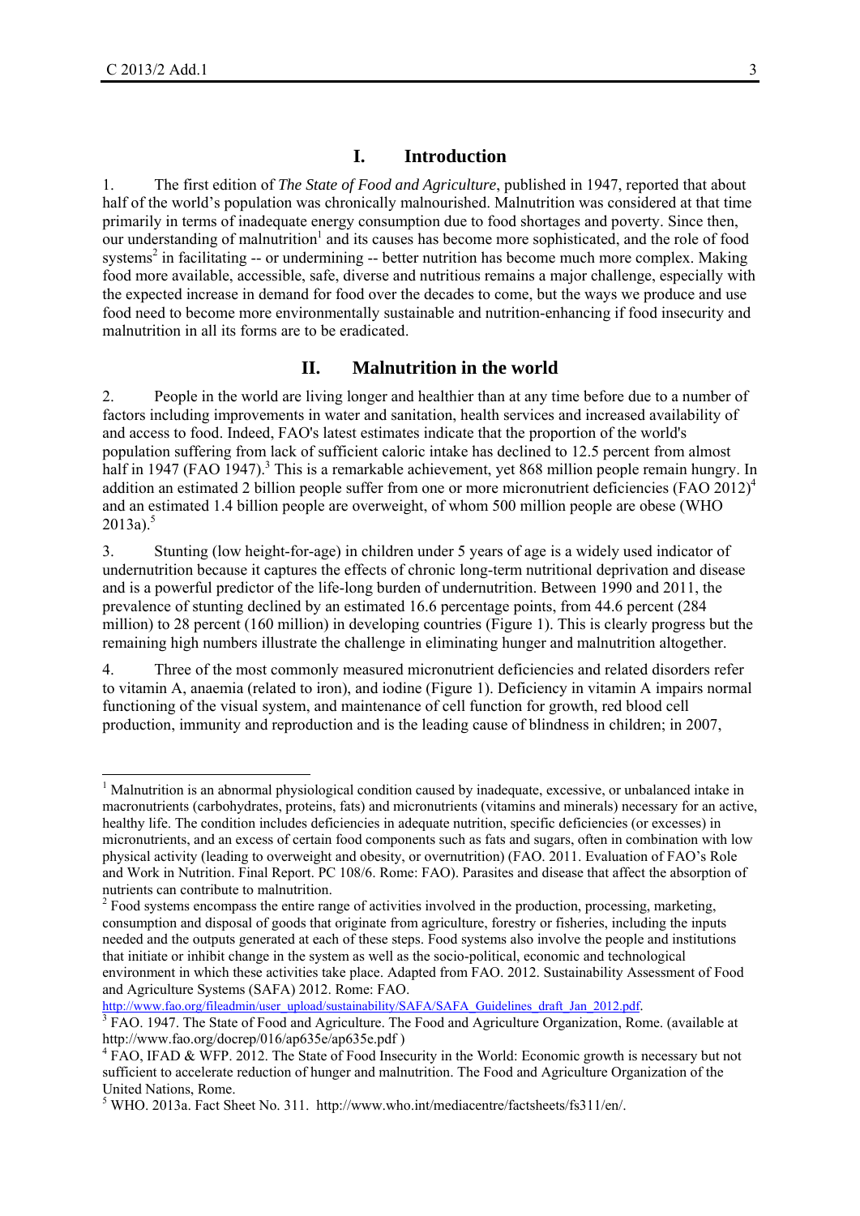# I. Introduction

1. The first edition of *The State of Food and Agriculture*, published in 1947, reported that about half of the world's population was chronically malnourished. Malnutrition was considered at that time primarily in terms of inadequate energy consumption due to food shortages and poverty. Since then, our understanding of malnutrition[1] and its causes has become more sophisticated, and the role of food systems[2] in facilitating -- or undermining -- better nutrition has become much more complex. Making food more available, accessible, safe, diverse and nutritious remains a major challenge, especially with the expected increase in demand for food over the decades to come, but the ways we produce and use food need to become more environmentally sustainable and nutrition-enhancing if food insecurity and malnutrition in all its forms are to be eradicated.

# II. Malnutrition in the world

2. People in the world are living longer and healthier than at any time before due to a number of factors including improvements in water and sanitation, health services and increased availability of and access to food. Indeed, FAO's latest estimates indicate that the proportion of the world's population suffering from lack of sufficient caloric intake has declined to 12.5 percent from almost half in 1947 (FAO 1947).[3] This is a remarkable achievement, yet 868 million people remain hungry. In addition an estimated 2 billion people suffer from one or more micronutrient deficiencies (FAO 2012)[4] and an estimated 1.4 billion people are overweight, of whom 500 million people are obese (WHO 2013a).[5]

3. Stunting (low height-for-age) in children under 5 years of age is a widely used indicator of undernutrition because it captures the effects of chronic long-term nutritional deprivation and disease and is a powerful predictor of the life-long burden of undernutrition. Between 1990 and 2011, the prevalence of stunting declined by an estimated 16.6 percentage points, from 44.6 percent (284 million) to 28 percent (160 million) in developing countries (Figure 1). This is clearly progress but the remaining high numbers illustrate the challenge in eliminating hunger and malnutrition altogether.

4. Three of the most commonly measured micronutrient deficiencies and related disorders refer to vitamin A, anaemia (related to iron), and iodine (Figure 1). Deficiency in vitamin A impairs normal functioning of the visual system, and maintenance of cell function for growth, red blood cell production, immunity and reproduction and is the leading cause of blindness in children; in 2007,

---

[1] Malnutrition is an abnormal physiological condition caused by inadequate, excessive, or unbalanced intake in macronutrients (carbohydrates, proteins, fats) and micronutrients (vitamins and minerals) necessary for an active, healthy life. The condition includes deficiencies in adequate nutrition, specific deficiencies (or excesses) in micronutrients, and an excess of certain food components such as fats and sugars, often in combination with low physical activity (leading to overweight and obesity, or overnutrition) (FAO. 2011. Evaluation of FAO's Role and Work in Nutrition. Final Report. PC 108/6. Rome: FAO). Parasites and disease that affect the absorption of nutrients can contribute to malnutrition.

[2] Food systems encompass the entire range of activities involved in the production, processing, marketing, consumption and disposal of goods that originate from agriculture, forestry or fisheries, including the inputs needed and the outputs generated at each of these steps. Food systems also involve the people and institutions that initiate or inhibit change in the system as well as the socio-political, economic and technological environment in which these activities take place. Adapted from FAO. 2012. Sustainability Assessment of Food and Agriculture Systems (SAFA) 2012. Rome: FAO. http://www.fao.org/fileadmin/user_upload/sustainability/SAFA/SAFA_Guidelines_draft_Jan_2012.pdf.

[3] FAO. 1947. The State of Food and Agriculture. The Food and Agriculture Organization, Rome. (available at http://www.fao.org/docrep/016/ap635e/ap635e.pdf )

[4] FAO, IFAD & WFP. 2012. The State of Food Insecurity in the World: Economic growth is necessary but not sufficient to accelerate reduction of hunger and malnutrition. The Food and Agriculture Organization of the United Nations, Rome.

[5] WHO. 2013a. Fact Sheet No. 311. http://www.who.int/mediacentre/factsheets/fs311/en/.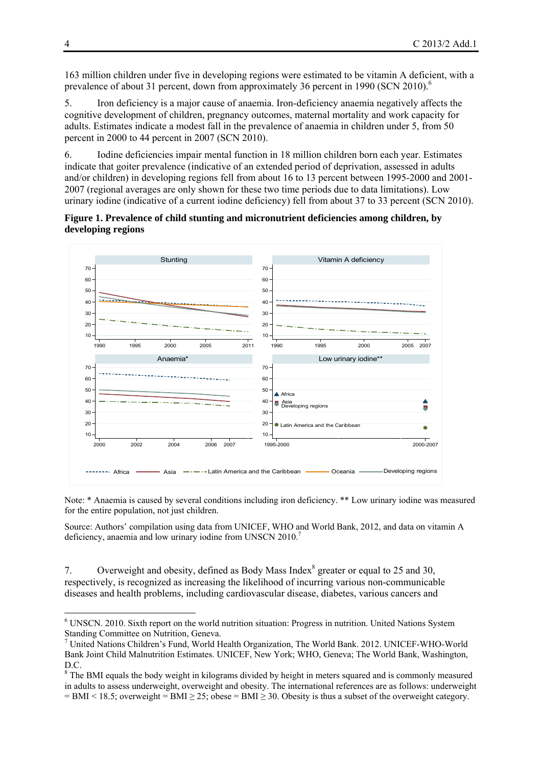163 million children under five in developing regions were estimated to be vitamin A deficient, with a prevalence of about 31 percent, down from approximately 36 percent in 1990 (SCN 2010).[6]

5. Iron deficiency is a major cause of anaemia. Iron-deficiency anaemia negatively affects the cognitive development of children, pregnancy outcomes, maternal mortality and work capacity for adults. Estimates indicate a modest fall in the prevalence of anaemia in children under 5, from 50 percent in 2000 to 44 percent in 2007 (SCN 2010).

6. Iodine deficiencies impair mental function in 18 million children born each year. Estimates indicate that goiter prevalence (indicative of an extended period of deprivation, assessed in adults and/or children) in developing regions fell from about 16 to 13 percent between 1995-2000 and 2001-2007 (regional averages are only shown for these two time periods due to data limitations). Low urinary iodine (indicative of a current iodine deficiency) fell from about 37 to 33 percent (SCN 2010).

**Figure 1. Prevalence of child stunting and micronutrient deficiencies among children, by developing regions**

Note: * Anaemia is caused by several conditions including iron deficiency. ** Low urinary iodine was measured for the entire population, not just children.

Source: Authors' compilation using data from UNICEF, WHO and World Bank, 2012, and data on vitamin A deficiency, anaemia and low urinary iodine from UNSCN 2010.[7]

7. Overweight and obesity, defined as Body Mass Index[8] greater or equal to 25 and 30, respectively, is recognized as increasing the likelihood of incurring various non-communicable diseases and health problems, including cardiovascular disease, diabetes, various cancers and

---

[6] UNSCN. 2010. Sixth report on the world nutrition situation: Progress in nutrition. United Nations System Standing Committee on Nutrition, Geneva.

[7] United Nations Children's Fund, World Health Organization, The World Bank. 2012. UNICEF-WHO-World Bank Joint Child Malnutrition Estimates. UNICEF, New York; WHO, Geneva; The World Bank, Washington, D.C.

[8] The BMI equals the body weight in kilograms divided by height in meters squared and is commonly measured in adults to assess underweight, overweight and obesity. The international references are as follows: underweight = BMI < 18.5; overweight = BMI ≥ 25; obese = BMI ≥ 30. Obesity is thus a subset of the overweight category.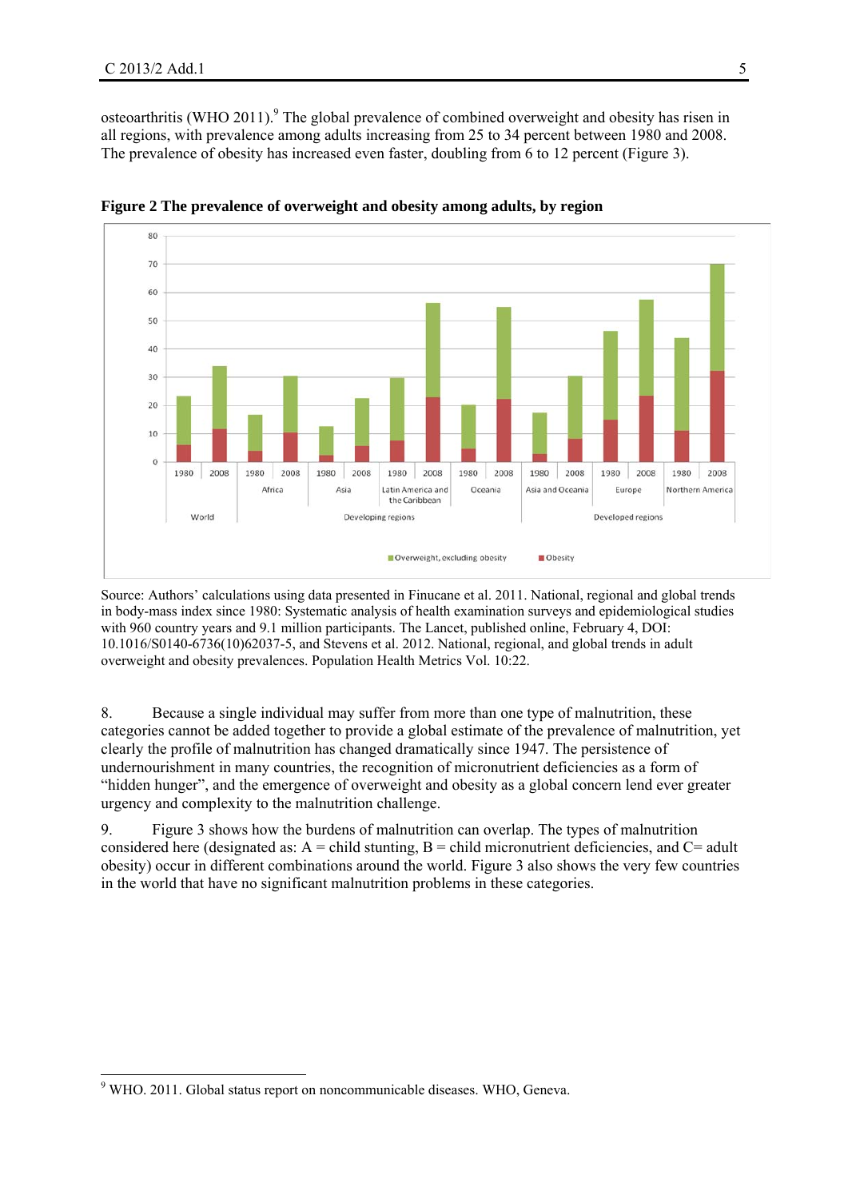osteoarthritis (WHO 2011).[9] The global prevalence of combined overweight and obesity has risen in all regions, with prevalence among adults increasing from 25 to 34 percent between 1980 and 2008. The prevalence of obesity has increased even faster, doubling from 6 to 12 percent (Figure 3).

**Figure 2 The prevalence of overweight and obesity among adults, by region**

Source: Authors' calculations using data presented in Finucane et al. 2011. National, regional and global trends in body-mass index since 1980: Systematic analysis of health examination surveys and epidemiological studies with 960 country years and 9.1 million participants. The Lancet, published online, February 4, DOI: 10.1016/S0140-6736(10)62037-5, and Stevens et al. 2012. National, regional, and global trends in adult overweight and obesity prevalences. Population Health Metrics Vol. 10:22.

8. Because a single individual may suffer from more than one type of malnutrition, these categories cannot be added together to provide a global estimate of the prevalence of malnutrition, yet clearly the profile of malnutrition has changed dramatically since 1947. The persistence of undernourishment in many countries, the recognition of micronutrient deficiencies as a form of "hidden hunger", and the emergence of overweight and obesity as a global concern lend ever greater urgency and complexity to the malnutrition challenge.

9. Figure 3 shows how the burdens of malnutrition can overlap. The types of malnutrition considered here (designated as: A = child stunting, B = child micronutrient deficiencies, and C= adult obesity) occur in different combinations around the world. Figure 3 also shows the very few countries in the world that have no significant malnutrition problems in these categories.

[9] WHO. 2011. Global status report on noncommunicable diseases. WHO, Geneva.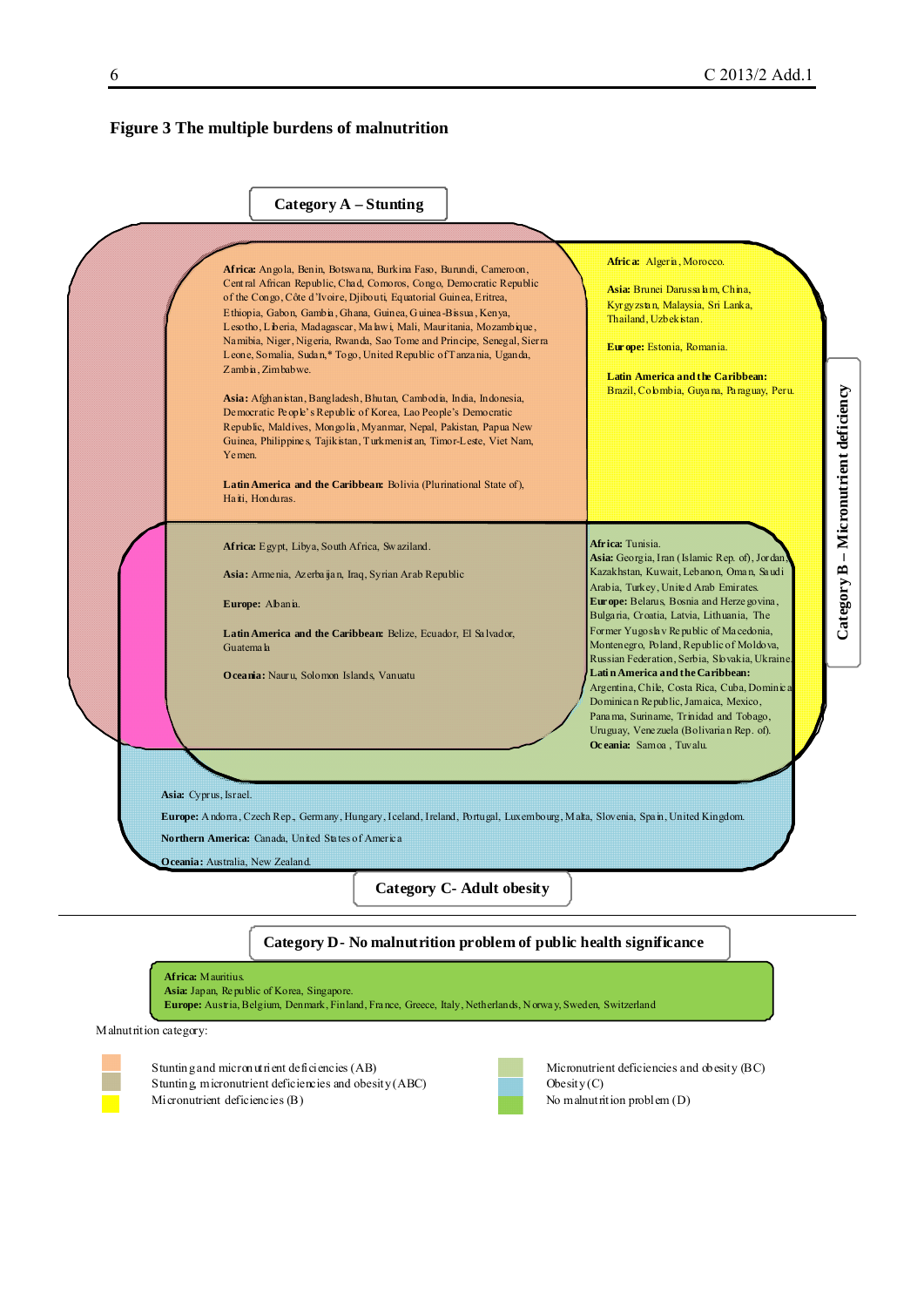**Figure 3 The multiple burdens of malnutrition**

**Category A – Stunting**

**Stunting and micronutrient deficiencies (AB)**

**Africa:** Angola, Benin, Botswana, Burkina Faso, Burundi, Cameroon, Central African Republic, Chad, Comoros, Congo, Democratic Republic of the Congo, Côte d'Ivoire, Djibouti, Equatorial Guinea, Eritrea, Ethiopia, Gabon, Gambia, Ghana, Guinea, Guinea-Bissua, Kenya, Lesotho, Liberia, Madagascar, Malawi, Mali, Mauritania, Mozambique, Namibia, Niger, Nigeria, Rwanda, Sao Tome and Principe, Senegal, Sierra Leone, Somalia, Sudan,* Togo, United Republic of Tanzania, Uganda, Zambia, Zimbabwe.

**Asia:** Afghanistan, Bangladesh, Bhutan, Cambodia, India, Indonesia, Democratic People's Republic of Korea, Lao People's Democratic Republic, Maldives, Mongolia, Myanmar, Nepal, Pakistan, Papua New Guinea, Philippines, Tajikistan, Turkmenistan, Timor-Leste, Viet Nam, Yemen.

**Latin America and the Caribbean:** Bolivia (Plurinational State of), Haiti, Honduras.

**Category B – Micronutrient deficiency**

**Micronutrient deficiencies (B)**

**Africa:** Algeria, Morocco.

**Asia:** Brunei Darussalam, China, Kyrgyzstan, Malaysia, Sri Lanka, Thailand, Uzbekistan.

**Europe:** Estonia, Romania.

**Latin America and the Caribbean:** Brazil, Colombia, Guyana, Paraguay, Peru.

**Stunting, micronutrient deficiencies and obesity (ABC)**

**Africa:** Egypt, Libya, South Africa, Swaziland.

**Asia:** Armenia, Azerbaijan, Iraq, Syrian Arab Republic

**Europe:** Albania.

**Latin America and the Caribbean:** Belize, Ecuador, El Salvador, Guatemala

**Oceania:** Nauru, Solomon Islands, Vanuatu

**Micronutrient deficiencies and obesity (BC)**

**Africa:** Tunisia.
**Asia:** Georgia, Iran (Islamic Rep. of), Jordan, Kazakhstan, Kuwait, Lebanon, Oman, Saudi Arabia, Turkey, United Arab Emirates.
**Europe:** Belarus, Bosnia and Herzegovina, Bulgaria, Croatia, Latvia, Lithuania, The Former Yugoslav Republic of Macedonia, Montenegro, Poland, Republic of Moldova, Russian Federation, Serbia, Slovakia, Ukraine.
**Latin America and the Caribbean:** Argentina, Chile, Costa Rica, Cuba, Dominica, Dominican Republic, Jamaica, Mexico, Panama, Suriname, Trinidad and Tobago, Uruguay, Venezuela (Bolivarian Rep. of).
**Oceania:** Samoa, Tuvalu.

**Obesity (C)**

**Asia:** Cyprus, Israel.

**Europe:** Andorra, Czech Rep., Germany, Hungary, Iceland, Ireland, Portugal, Luxembourg, Malta, Slovenia, Spain, United Kingdom.

**Northern America:** Canada, United States of America

**Oceania:** Australia, New Zealand.

**Category C- Adult obesity**

---

**Category D- No malnutrition problem of public health significance**

**Africa:** Mauritius.
**Asia:** Japan, Republic of Korea, Singapore.
**Europe:** Austria, Belgium, Denmark, Finland, France, Greece, Italy, Netherlands, Norway, Sweden, Switzerland

Malnutrition category:

- Stunting and micronutrient deficiencies (AB)
- Stunting, micronutrient deficiencies and obesity (ABC)
- Micronutrient deficiencies (B)
- Micronutrient deficiencies and obesity (BC)
- Obesity (C)
- No malnutrition problem (D)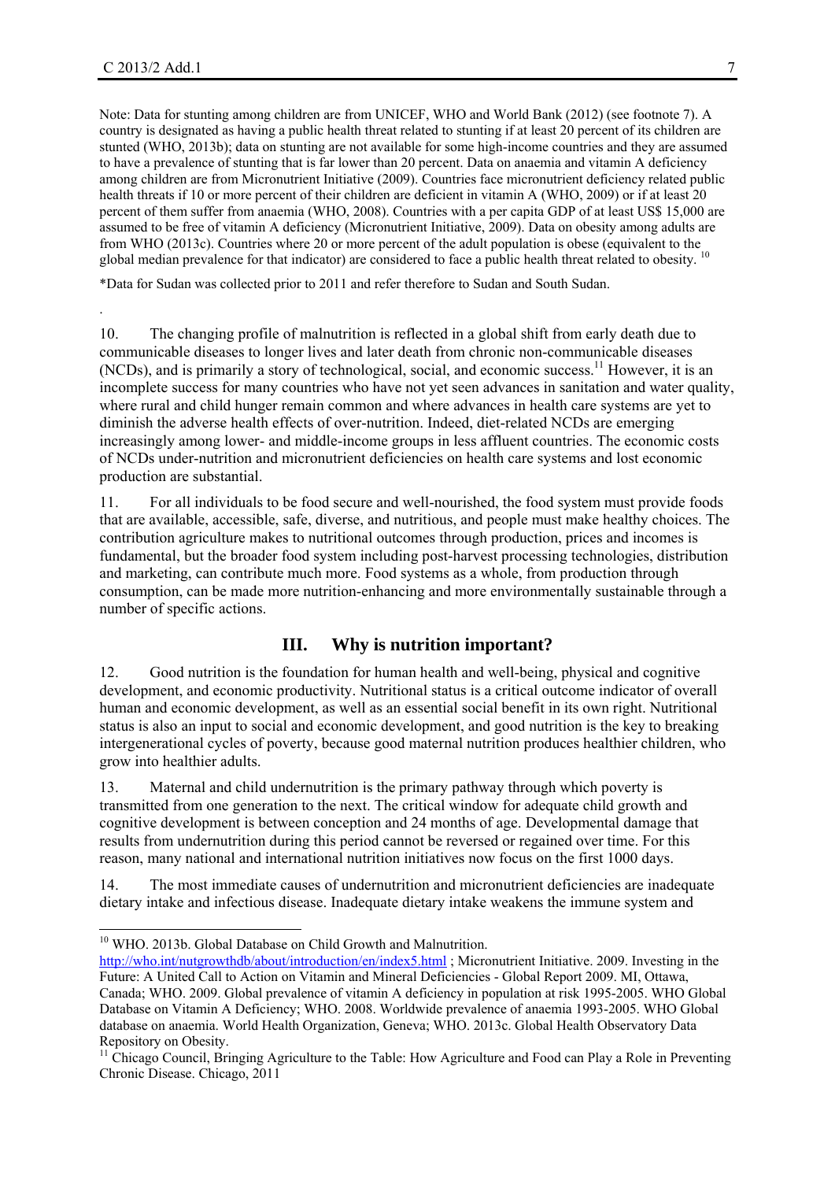Note: Data for stunting among children are from UNICEF, WHO and World Bank (2012) (see footnote 7). A country is designated as having a public health threat related to stunting if at least 20 percent of its children are stunted (WHO, 2013b); data on stunting are not available for some high-income countries and they are assumed to have a prevalence of stunting that is far lower than 20 percent. Data on anaemia and vitamin A deficiency among children are from Micronutrient Initiative (2009). Countries face micronutrient deficiency related public health threats if 10 or more percent of their children are deficient in vitamin A (WHO, 2009) or if at least 20 percent of them suffer from anaemia (WHO, 2008). Countries with a per capita GDP of at least US$ 15,000 are assumed to be free of vitamin A deficiency (Micronutrient Initiative, 2009). Data on obesity among adults are from WHO (2013c). Countries where 20 or more percent of the adult population is obese (equivalent to the global median prevalence for that indicator) are considered to face a public health threat related to obesity. [10]

*Data for Sudan was collected prior to 2011 and refer therefore to Sudan and South Sudan.

10. The changing profile of malnutrition is reflected in a global shift from early death due to communicable diseases to longer lives and later death from chronic non-communicable diseases (NCDs), and is primarily a story of technological, social, and economic success.[11] However, it is an incomplete success for many countries who have not yet seen advances in sanitation and water quality, where rural and child hunger remain common and where advances in health care systems are yet to diminish the adverse health effects of over-nutrition. Indeed, diet-related NCDs are emerging increasingly among lower- and middle-income groups in less affluent countries. The economic costs of NCDs under-nutrition and micronutrient deficiencies on health care systems and lost economic production are substantial.

11. For all individuals to be food secure and well-nourished, the food system must provide foods that are available, accessible, safe, diverse, and nutritious, and people must make healthy choices. The contribution agriculture makes to nutritional outcomes through production, prices and incomes is fundamental, but the broader food system including post-harvest processing technologies, distribution and marketing, can contribute much more. Food systems as a whole, from production through consumption, can be made more nutrition-enhancing and more environmentally sustainable through a number of specific actions.

## III. Why is nutrition important?

12. Good nutrition is the foundation for human health and well-being, physical and cognitive development, and economic productivity. Nutritional status is a critical outcome indicator of overall human and economic development, as well as an essential social benefit in its own right. Nutritional status is also an input to social and economic development, and good nutrition is the key to breaking intergenerational cycles of poverty, because good maternal nutrition produces healthier children, who grow into healthier adults.

13. Maternal and child undernutrition is the primary pathway through which poverty is transmitted from one generation to the next. The critical window for adequate child growth and cognitive development is between conception and 24 months of age. Developmental damage that results from undernutrition during this period cannot be reversed or regained over time. For this reason, many national and international nutrition initiatives now focus on the first 1000 days.

14. The most immediate causes of undernutrition and micronutrient deficiencies are inadequate dietary intake and infectious disease. Inadequate dietary intake weakens the immune system and

---

[10] WHO. 2013b. Global Database on Child Growth and Malnutrition. http://who.int/nutgrowthdb/about/introduction/en/index5.html ; Micronutrient Initiative. 2009. Investing in the Future: A United Call to Action on Vitamin and Mineral Deficiencies - Global Report 2009. MI, Ottawa, Canada; WHO. 2009. Global prevalence of vitamin A deficiency in population at risk 1995-2005. WHO Global Database on Vitamin A Deficiency; WHO. 2008. Worldwide prevalence of anaemia 1993-2005. WHO Global database on anaemia. World Health Organization, Geneva; WHO. 2013c. Global Health Observatory Data Repository on Obesity.

[11] Chicago Council, Bringing Agriculture to the Table: How Agriculture and Food can Play a Role in Preventing Chronic Disease. Chicago, 2011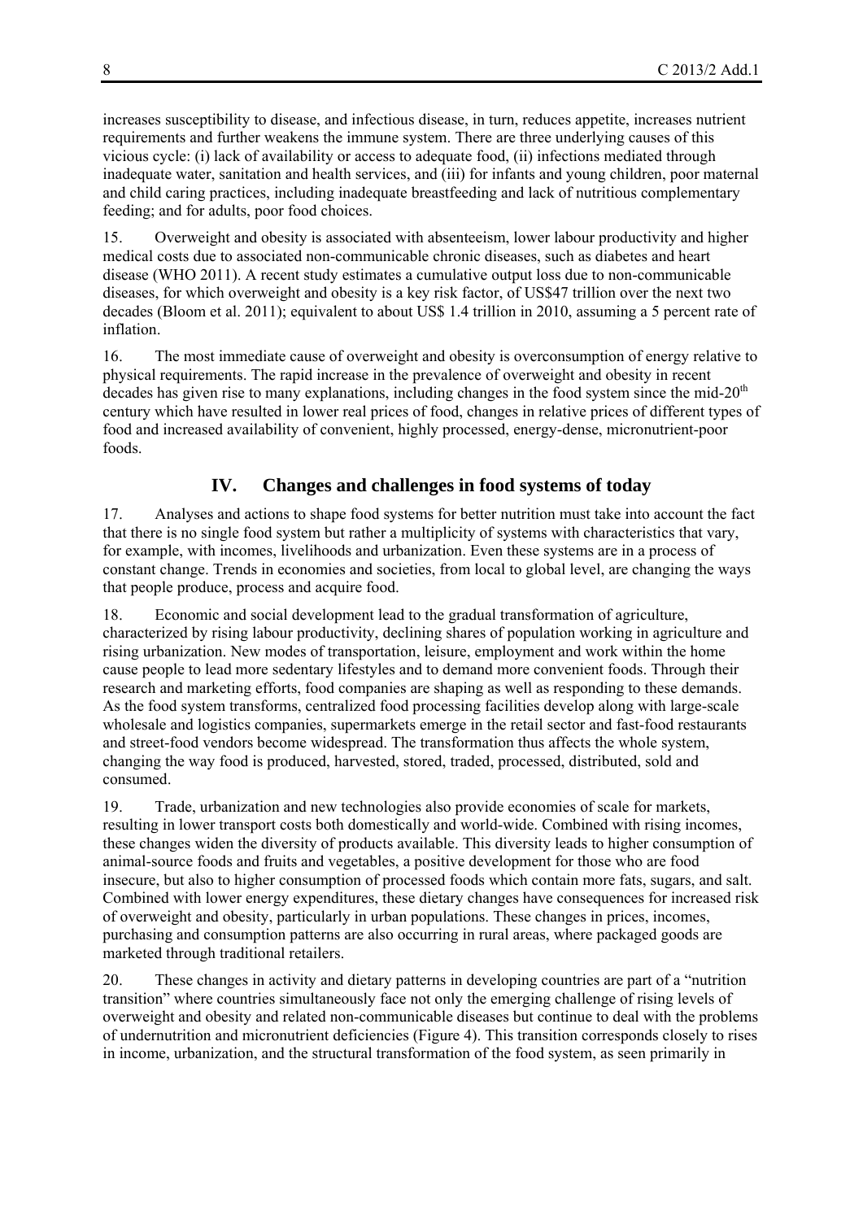increases susceptibility to disease, and infectious disease, in turn, reduces appetite, increases nutrient requirements and further weakens the immune system. There are three underlying causes of this vicious cycle: (i) lack of availability or access to adequate food, (ii) infections mediated through inadequate water, sanitation and health services, and (iii) for infants and young children, poor maternal and child caring practices, including inadequate breastfeeding and lack of nutritious complementary feeding; and for adults, poor food choices.

15. Overweight and obesity is associated with absenteeism, lower labour productivity and higher medical costs due to associated non-communicable chronic diseases, such as diabetes and heart disease (WHO 2011). A recent study estimates a cumulative output loss due to non-communicable diseases, for which overweight and obesity is a key risk factor, of US$47 trillion over the next two decades (Bloom et al. 2011); equivalent to about US$ 1.4 trillion in 2010, assuming a 5 percent rate of inflation.

16. The most immediate cause of overweight and obesity is overconsumption of energy relative to physical requirements. The rapid increase in the prevalence of overweight and obesity in recent decades has given rise to many explanations, including changes in the food system since the mid-20th century which have resulted in lower real prices of food, changes in relative prices of different types of food and increased availability of convenient, highly processed, energy-dense, micronutrient-poor foods.

## IV. Changes and challenges in food systems of today

17. Analyses and actions to shape food systems for better nutrition must take into account the fact that there is no single food system but rather a multiplicity of systems with characteristics that vary, for example, with incomes, livelihoods and urbanization. Even these systems are in a process of constant change. Trends in economies and societies, from local to global level, are changing the ways that people produce, process and acquire food.

18. Economic and social development lead to the gradual transformation of agriculture, characterized by rising labour productivity, declining shares of population working in agriculture and rising urbanization. New modes of transportation, leisure, employment and work within the home cause people to lead more sedentary lifestyles and to demand more convenient foods. Through their research and marketing efforts, food companies are shaping as well as responding to these demands. As the food system transforms, centralized food processing facilities develop along with large-scale wholesale and logistics companies, supermarkets emerge in the retail sector and fast-food restaurants and street-food vendors become widespread. The transformation thus affects the whole system, changing the way food is produced, harvested, stored, traded, processed, distributed, sold and consumed.

19. Trade, urbanization and new technologies also provide economies of scale for markets, resulting in lower transport costs both domestically and world-wide. Combined with rising incomes, these changes widen the diversity of products available. This diversity leads to higher consumption of animal-source foods and fruits and vegetables, a positive development for those who are food insecure, but also to higher consumption of processed foods which contain more fats, sugars, and salt. Combined with lower energy expenditures, these dietary changes have consequences for increased risk of overweight and obesity, particularly in urban populations. These changes in prices, incomes, purchasing and consumption patterns are also occurring in rural areas, where packaged goods are marketed through traditional retailers.

20. These changes in activity and dietary patterns in developing countries are part of a "nutrition transition" where countries simultaneously face not only the emerging challenge of rising levels of overweight and obesity and related non-communicable diseases but continue to deal with the problems of undernutrition and micronutrient deficiencies (Figure 4). This transition corresponds closely to rises in income, urbanization, and the structural transformation of the food system, as seen primarily in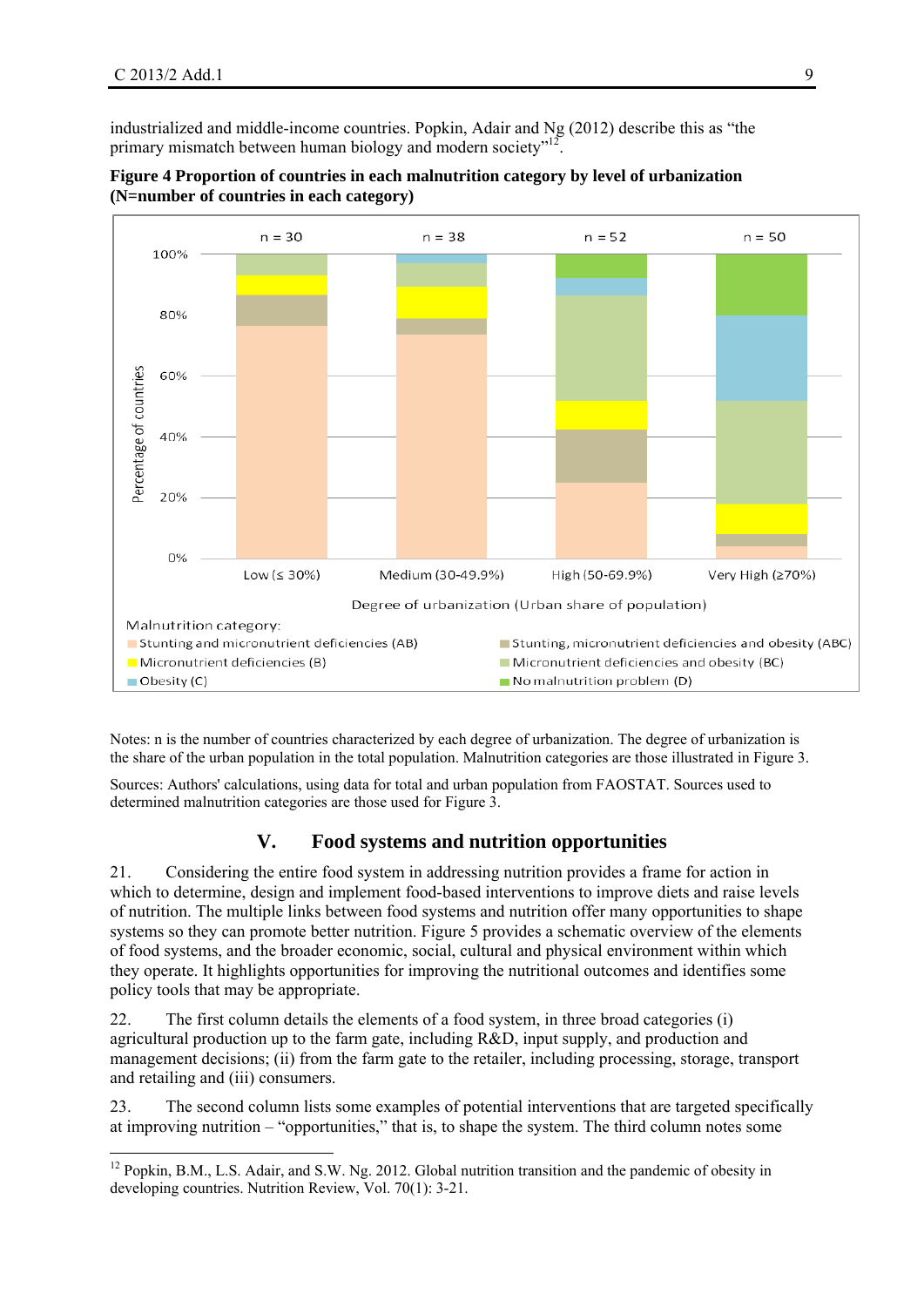industrialized and middle-income countries. Popkin, Adair and Ng (2012) describe this as "the primary mismatch between human biology and modern society"[12].

**Figure 4 Proportion of countries in each malnutrition category by level of urbanization (N=number of countries in each category)**

Notes: n is the number of countries characterized by each degree of urbanization. The degree of urbanization is the share of the urban population in the total population. Malnutrition categories are those illustrated in Figure 3.

Sources: Authors' calculations, using data for total and urban population from FAOSTAT. Sources used to determined malnutrition categories are those used for Figure 3.

## V. Food systems and nutrition opportunities

21. Considering the entire food system in addressing nutrition provides a frame for action in which to determine, design and implement food-based interventions to improve diets and raise levels of nutrition. The multiple links between food systems and nutrition offer many opportunities to shape systems so they can promote better nutrition. Figure 5 provides a schematic overview of the elements of food systems, and the broader economic, social, cultural and physical environment within which they operate. It highlights opportunities for improving the nutritional outcomes and identifies some policy tools that may be appropriate.

22. The first column details the elements of a food system, in three broad categories (i) agricultural production up to the farm gate, including R&D, input supply, and production and management decisions; (ii) from the farm gate to the retailer, including processing, storage, transport and retailing and (iii) consumers.

23. The second column lists some examples of potential interventions that are targeted specifically at improving nutrition – "opportunities," that is, to shape the system. The third column notes some

[12] Popkin, B.M., L.S. Adair, and S.W. Ng. 2012. Global nutrition transition and the pandemic of obesity in developing countries. Nutrition Review, Vol. 70(1): 3-21.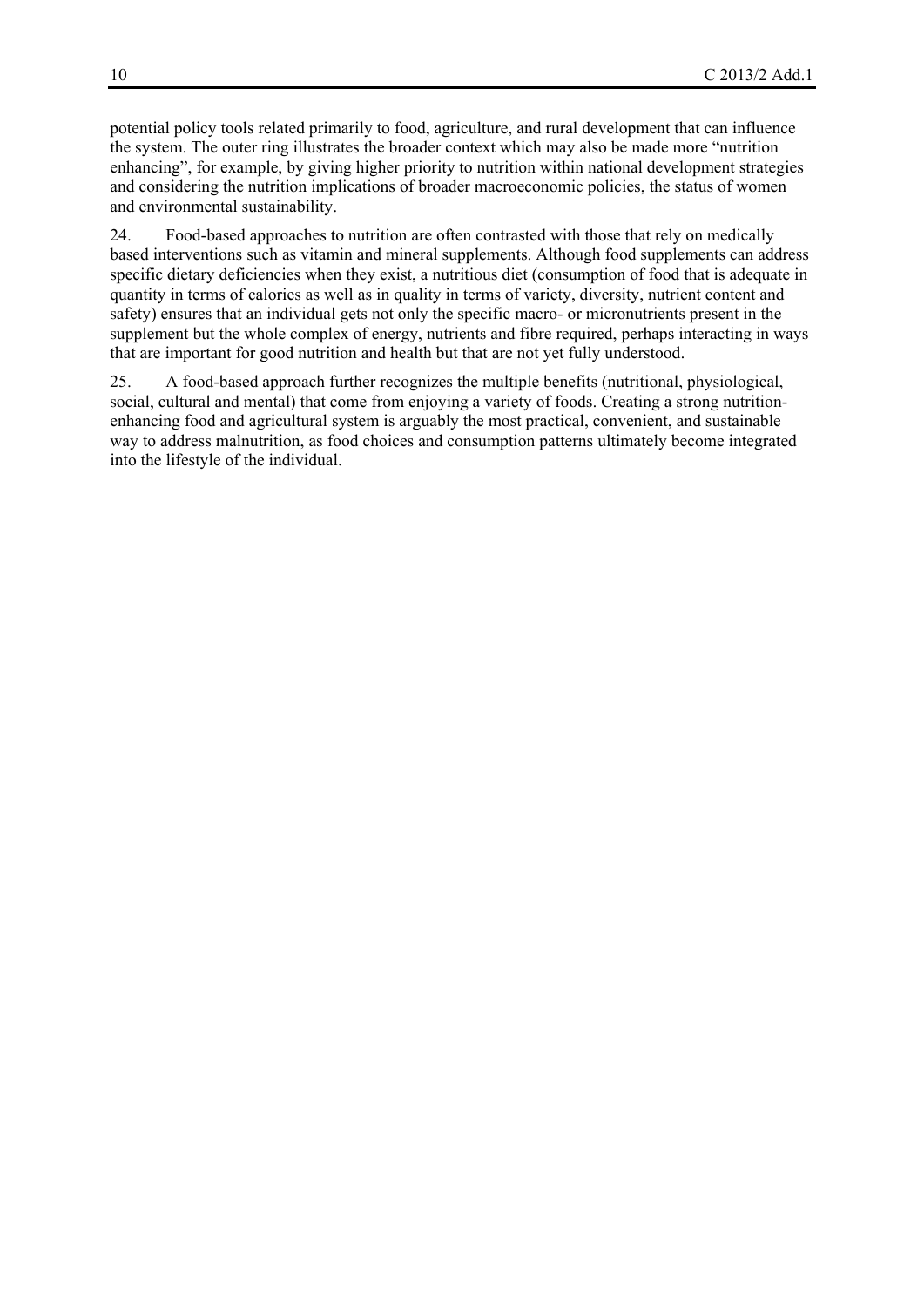potential policy tools related primarily to food, agriculture, and rural development that can influence the system. The outer ring illustrates the broader context which may also be made more "nutrition enhancing", for example, by giving higher priority to nutrition within national development strategies and considering the nutrition implications of broader macroeconomic policies, the status of women and environmental sustainability.

24. Food-based approaches to nutrition are often contrasted with those that rely on medically based interventions such as vitamin and mineral supplements. Although food supplements can address specific dietary deficiencies when they exist, a nutritious diet (consumption of food that is adequate in quantity in terms of calories as well as in quality in terms of variety, diversity, nutrient content and safety) ensures that an individual gets not only the specific macro- or micronutrients present in the supplement but the whole complex of energy, nutrients and fibre required, perhaps interacting in ways that are important for good nutrition and health but that are not yet fully understood.

25. A food-based approach further recognizes the multiple benefits (nutritional, physiological, social, cultural and mental) that come from enjoying a variety of foods. Creating a strong nutrition-enhancing food and agricultural system is arguably the most practical, convenient, and sustainable way to address malnutrition, as food choices and consumption patterns ultimately become integrated into the lifestyle of the individual.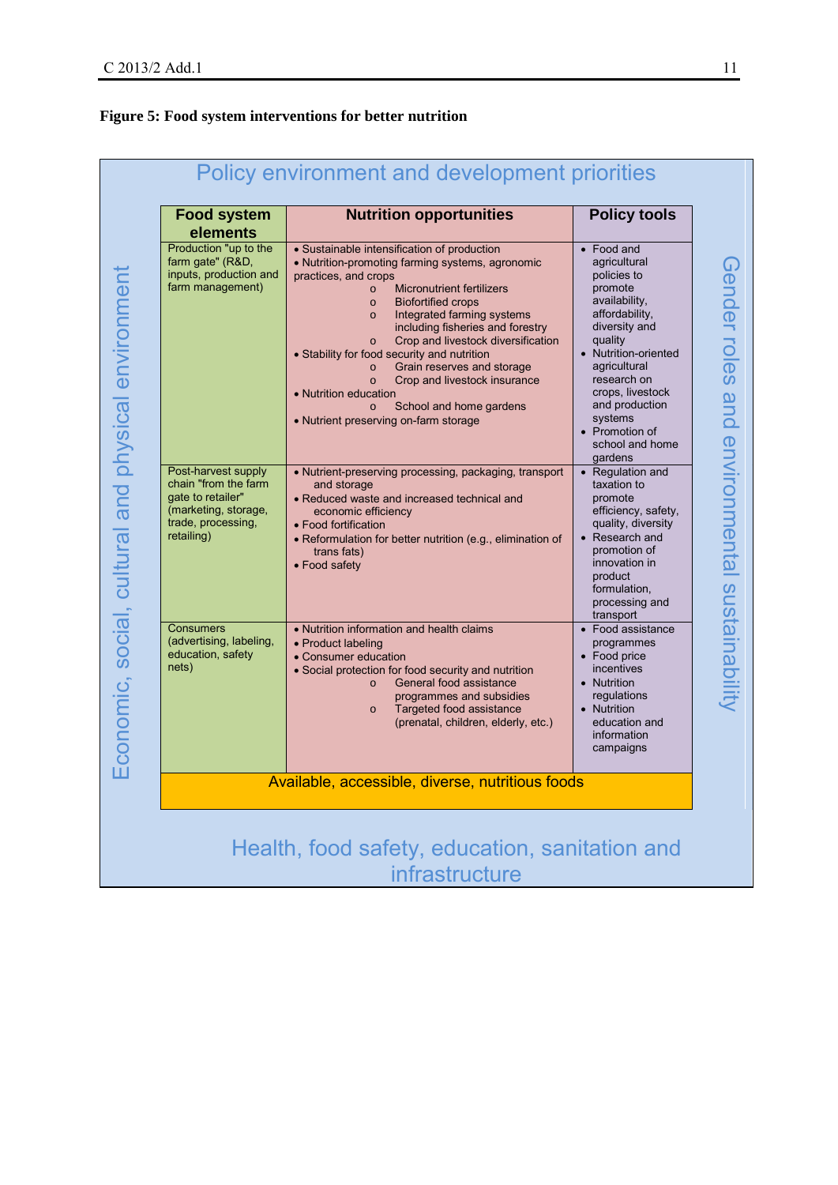**Figure 5: Food system interventions for better nutrition**

Policy environment and development priorities

| Food system elements | Nutrition opportunities | Policy tools |
|---|---|---|
| Production "up to the farm gate" (R&D, inputs, production and farm management) | • Sustainable intensification of production<br>• Nutrition-promoting farming systems, agronomic practices, and crops<br>o Micronutrient fertilizers<br>o Biofortified crops<br>o Integrated farming systems including fisheries and forestry<br>o Crop and livestock diversification<br>• Stability for food security and nutrition<br>o Grain reserves and storage<br>o Crop and livestock insurance<br>• Nutrition education<br>o School and home gardens<br>• Nutrient preserving on-farm storage | • Food and agricultural policies to promote availability, affordability, diversity and quality<br>• Nutrition-oriented agricultural research on crops, livestock and production systems<br>• Promotion of school and home gardens |
| Post-harvest supply chain "from the farm gate to retailer" (marketing, storage, trade, processing, retailing) | • Nutrient-preserving processing, packaging, transport and storage<br>• Reduced waste and increased technical and economic efficiency<br>• Food fortification<br>• Reformulation for better nutrition (e.g., elimination of trans fats)<br>• Food safety | • Regulation and taxation to promote efficiency, safety, quality, diversity<br>• Research and promotion of innovation in product formulation, processing and transport |
| Consumers (advertising, labeling, education, safety nets) | • Nutrition information and health claims<br>• Product labeling<br>• Consumer education<br>• Social protection for food security and nutrition<br>o General food assistance programmes and subsidies<br>o Targeted food assistance (prenatal, children, elderly, etc.) | • Food assistance programmes<br>• Food price incentives<br>• Nutrition regulations<br>• Nutrition education and information campaigns |
| Available, accessible, diverse, nutritious foods | | |

Economic, social, cultural and physical environment

Gender roles and environmental sustainability

Health, food safety, education, sanitation and infrastructure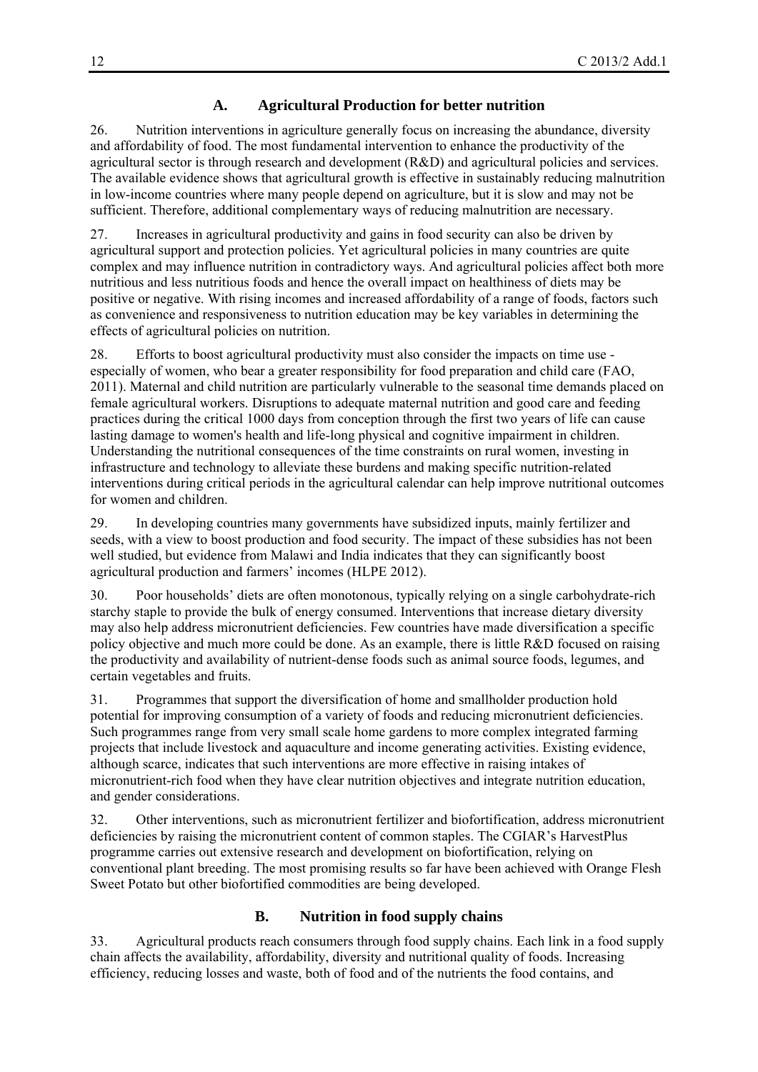### A. Agricultural Production for better nutrition

26. Nutrition interventions in agriculture generally focus on increasing the abundance, diversity and affordability of food. The most fundamental intervention to enhance the productivity of the agricultural sector is through research and development (R&D) and agricultural policies and services. The available evidence shows that agricultural growth is effective in sustainably reducing malnutrition in low-income countries where many people depend on agriculture, but it is slow and may not be sufficient. Therefore, additional complementary ways of reducing malnutrition are necessary.

27. Increases in agricultural productivity and gains in food security can also be driven by agricultural support and protection policies. Yet agricultural policies in many countries are quite complex and may influence nutrition in contradictory ways. And agricultural policies affect both more nutritious and less nutritious foods and hence the overall impact on healthiness of diets may be positive or negative. With rising incomes and increased affordability of a range of foods, factors such as convenience and responsiveness to nutrition education may be key variables in determining the effects of agricultural policies on nutrition.

28. Efforts to boost agricultural productivity must also consider the impacts on time use - especially of women, who bear a greater responsibility for food preparation and child care (FAO, 2011). Maternal and child nutrition are particularly vulnerable to the seasonal time demands placed on female agricultural workers. Disruptions to adequate maternal nutrition and good care and feeding practices during the critical 1000 days from conception through the first two years of life can cause lasting damage to women's health and life-long physical and cognitive impairment in children. Understanding the nutritional consequences of the time constraints on rural women, investing in infrastructure and technology to alleviate these burdens and making specific nutrition-related interventions during critical periods in the agricultural calendar can help improve nutritional outcomes for women and children.

29. In developing countries many governments have subsidized inputs, mainly fertilizer and seeds, with a view to boost production and food security. The impact of these subsidies has not been well studied, but evidence from Malawi and India indicates that they can significantly boost agricultural production and farmers' incomes (HLPE 2012).

30. Poor households' diets are often monotonous, typically relying on a single carbohydrate-rich starchy staple to provide the bulk of energy consumed. Interventions that increase dietary diversity may also help address micronutrient deficiencies. Few countries have made diversification a specific policy objective and much more could be done. As an example, there is little R&D focused on raising the productivity and availability of nutrient-dense foods such as animal source foods, legumes, and certain vegetables and fruits.

31. Programmes that support the diversification of home and smallholder production hold potential for improving consumption of a variety of foods and reducing micronutrient deficiencies. Such programmes range from very small scale home gardens to more complex integrated farming projects that include livestock and aquaculture and income generating activities. Existing evidence, although scarce, indicates that such interventions are more effective in raising intakes of micronutrient-rich food when they have clear nutrition objectives and integrate nutrition education, and gender considerations.

32. Other interventions, such as micronutrient fertilizer and biofortification, address micronutrient deficiencies by raising the micronutrient content of common staples. The CGIAR's HarvestPlus programme carries out extensive research and development on biofortification, relying on conventional plant breeding. The most promising results so far have been achieved with Orange Flesh Sweet Potato but other biofortified commodities are being developed.

### B. Nutrition in food supply chains

33. Agricultural products reach consumers through food supply chains. Each link in a food supply chain affects the availability, affordability, diversity and nutritional quality of foods. Increasing efficiency, reducing losses and waste, both of food and of the nutrients the food contains, and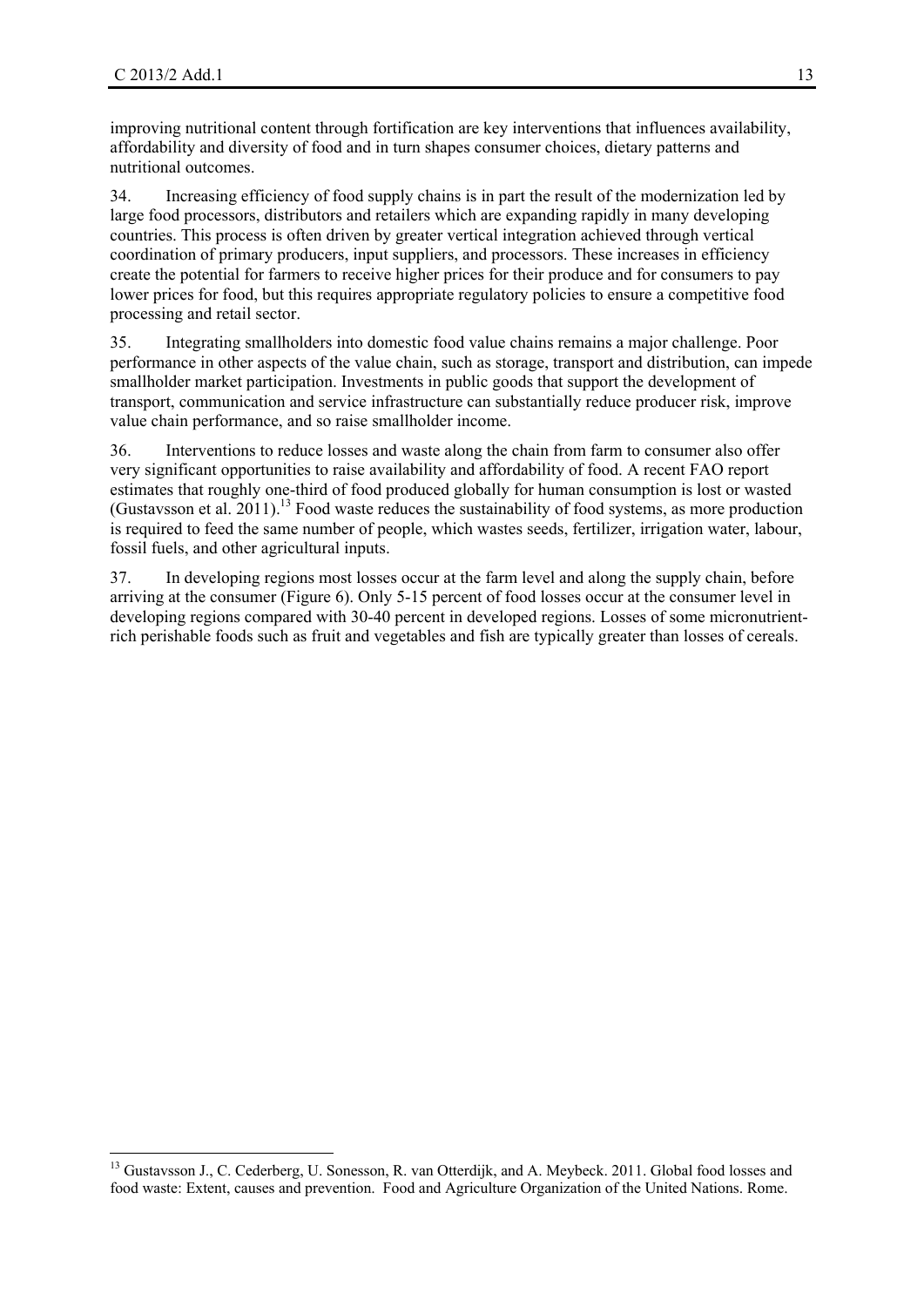improving nutritional content through fortification are key interventions that influences availability, affordability and diversity of food and in turn shapes consumer choices, dietary patterns and nutritional outcomes.

34. Increasing efficiency of food supply chains is in part the result of the modernization led by large food processors, distributors and retailers which are expanding rapidly in many developing countries. This process is often driven by greater vertical integration achieved through vertical coordination of primary producers, input suppliers, and processors. These increases in efficiency create the potential for farmers to receive higher prices for their produce and for consumers to pay lower prices for food, but this requires appropriate regulatory policies to ensure a competitive food processing and retail sector.

35. Integrating smallholders into domestic food value chains remains a major challenge. Poor performance in other aspects of the value chain, such as storage, transport and distribution, can impede smallholder market participation. Investments in public goods that support the development of transport, communication and service infrastructure can substantially reduce producer risk, improve value chain performance, and so raise smallholder income.

36. Interventions to reduce losses and waste along the chain from farm to consumer also offer very significant opportunities to raise availability and affordability of food. A recent FAO report estimates that roughly one-third of food produced globally for human consumption is lost or wasted (Gustavsson et al. 2011).[13] Food waste reduces the sustainability of food systems, as more production is required to feed the same number of people, which wastes seeds, fertilizer, irrigation water, labour, fossil fuels, and other agricultural inputs.

37. In developing regions most losses occur at the farm level and along the supply chain, before arriving at the consumer (Figure 6). Only 5-15 percent of food losses occur at the consumer level in developing regions compared with 30-40 percent in developed regions. Losses of some micronutrient-rich perishable foods such as fruit and vegetables and fish are typically greater than losses of cereals.

---

[13] Gustavsson J., C. Cederberg, U. Sonesson, R. van Otterdijk, and A. Meybeck. 2011. Global food losses and food waste: Extent, causes and prevention. Food and Agriculture Organization of the United Nations. Rome.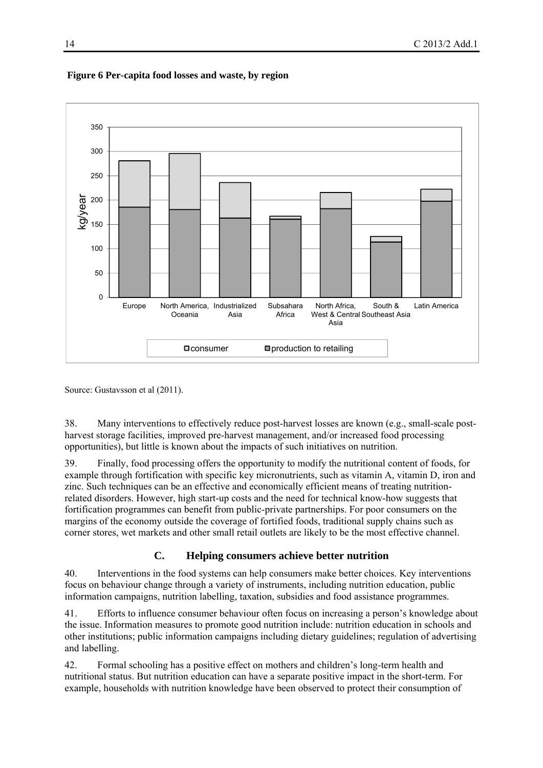**Figure 6 Per-capita food losses and waste, by region**

Source: Gustavsson et al (2011).

38. Many interventions to effectively reduce post-harvest losses are known (e.g., small-scale post-harvest storage facilities, improved pre-harvest management, and/or increased food processing opportunities), but little is known about the impacts of such initiatives on nutrition.

39. Finally, food processing offers the opportunity to modify the nutritional content of foods, for example through fortification with specific key micronutrients, such as vitamin A, vitamin D, iron and zinc. Such techniques can be an effective and economically efficient means of treating nutrition-related disorders. However, high start-up costs and the need for technical know-how suggests that fortification programmes can benefit from public-private partnerships. For poor consumers on the margins of the economy outside the coverage of fortified foods, traditional supply chains such as corner stores, wet markets and other small retail outlets are likely to be the most effective channel.

## C. Helping consumers achieve better nutrition

40. Interventions in the food systems can help consumers make better choices. Key interventions focus on behaviour change through a variety of instruments, including nutrition education, public information campaigns, nutrition labelling, taxation, subsidies and food assistance programmes.

41. Efforts to influence consumer behaviour often focus on increasing a person's knowledge about the issue. Information measures to promote good nutrition include: nutrition education in schools and other institutions; public information campaigns including dietary guidelines; regulation of advertising and labelling.

42. Formal schooling has a positive effect on mothers and children's long-term health and nutritional status. But nutrition education can have a separate positive impact in the short-term. For example, households with nutrition knowledge have been observed to protect their consumption of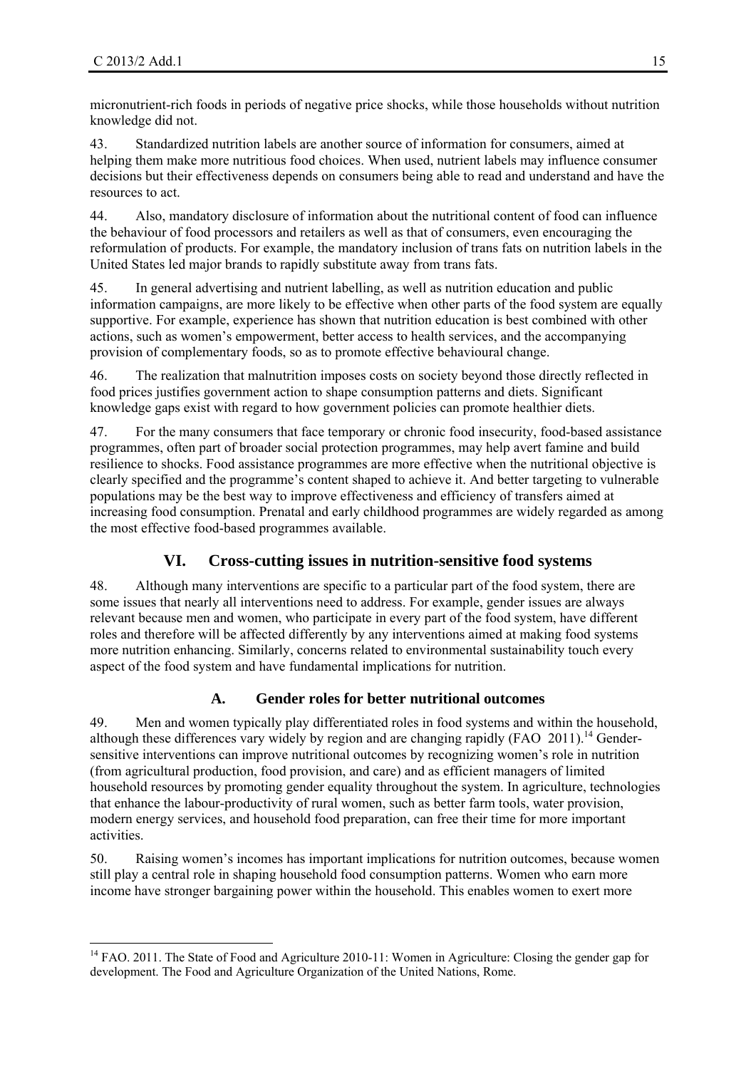micronutrient-rich foods in periods of negative price shocks, while those households without nutrition knowledge did not.

43. Standardized nutrition labels are another source of information for consumers, aimed at helping them make more nutritious food choices. When used, nutrient labels may influence consumer decisions but their effectiveness depends on consumers being able to read and understand and have the resources to act.

44. Also, mandatory disclosure of information about the nutritional content of food can influence the behaviour of food processors and retailers as well as that of consumers, even encouraging the reformulation of products. For example, the mandatory inclusion of trans fats on nutrition labels in the United States led major brands to rapidly substitute away from trans fats.

45. In general advertising and nutrient labelling, as well as nutrition education and public information campaigns, are more likely to be effective when other parts of the food system are equally supportive. For example, experience has shown that nutrition education is best combined with other actions, such as women's empowerment, better access to health services, and the accompanying provision of complementary foods, so as to promote effective behavioural change.

46. The realization that malnutrition imposes costs on society beyond those directly reflected in food prices justifies government action to shape consumption patterns and diets. Significant knowledge gaps exist with regard to how government policies can promote healthier diets.

47. For the many consumers that face temporary or chronic food insecurity, food-based assistance programmes, often part of broader social protection programmes, may help avert famine and build resilience to shocks. Food assistance programmes are more effective when the nutritional objective is clearly specified and the programme's content shaped to achieve it. And better targeting to vulnerable populations may be the best way to improve effectiveness and efficiency of transfers aimed at increasing food consumption. Prenatal and early childhood programmes are widely regarded as among the most effective food-based programmes available.

## VI. Cross-cutting issues in nutrition-sensitive food systems

48. Although many interventions are specific to a particular part of the food system, there are some issues that nearly all interventions need to address. For example, gender issues are always relevant because men and women, who participate in every part of the food system, have different roles and therefore will be affected differently by any interventions aimed at making food systems more nutrition enhancing. Similarly, concerns related to environmental sustainability touch every aspect of the food system and have fundamental implications for nutrition.

### A. Gender roles for better nutritional outcomes

49. Men and women typically play differentiated roles in food systems and within the household, although these differences vary widely by region and are changing rapidly (FAO 2011).[14] Gender-sensitive interventions can improve nutritional outcomes by recognizing women's role in nutrition (from agricultural production, food provision, and care) and as efficient managers of limited household resources by promoting gender equality throughout the system. In agriculture, technologies that enhance the labour-productivity of rural women, such as better farm tools, water provision, modern energy services, and household food preparation, can free their time for more important activities.

50. Raising women's incomes has important implications for nutrition outcomes, because women still play a central role in shaping household food consumption patterns. Women who earn more income have stronger bargaining power within the household. This enables women to exert more

[14] FAO. 2011. The State of Food and Agriculture 2010-11: Women in Agriculture: Closing the gender gap for development. The Food and Agriculture Organization of the United Nations, Rome.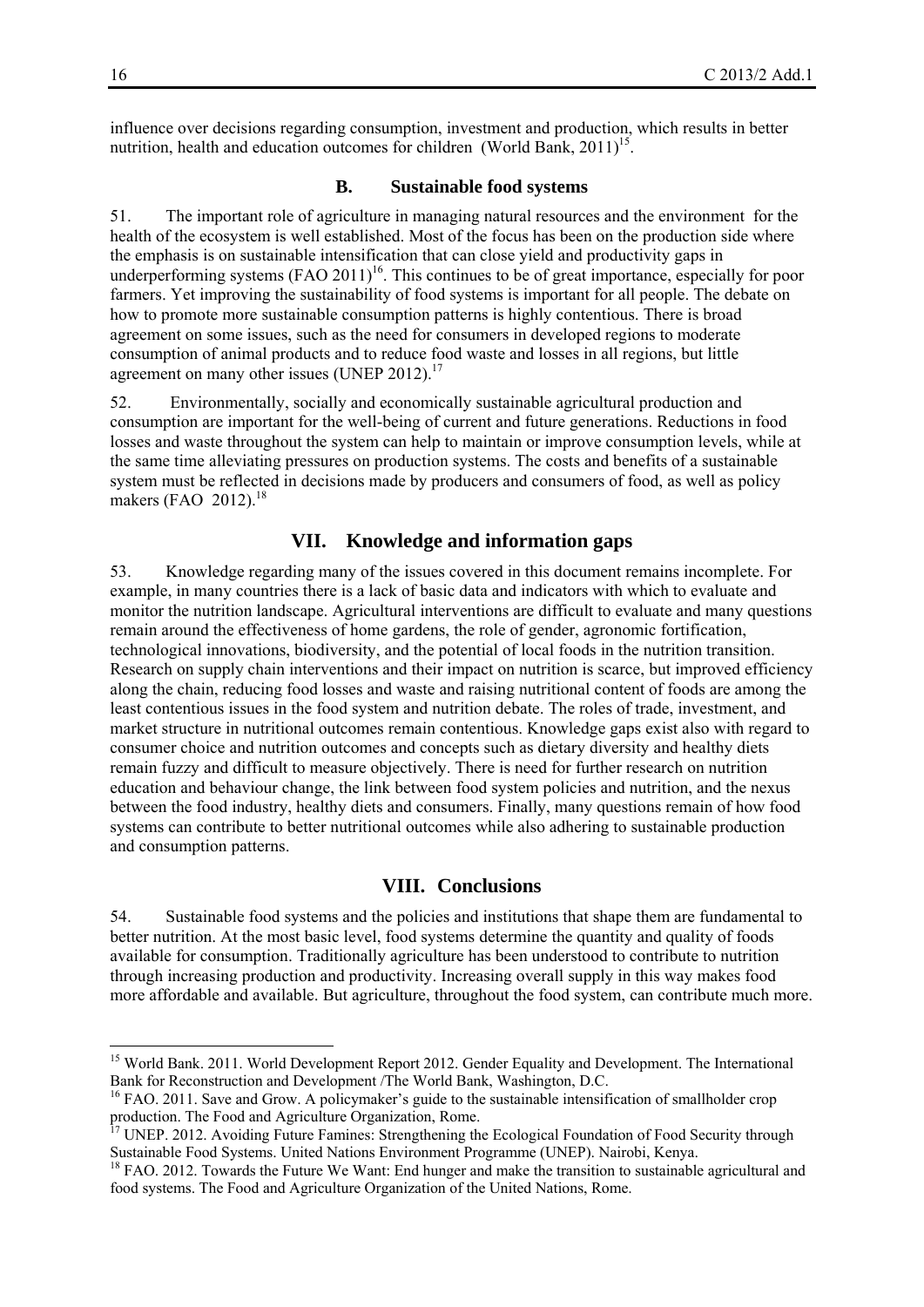influence over decisions regarding consumption, investment and production, which results in better nutrition, health and education outcomes for children (World Bank, 2011)[15].

### B. Sustainable food systems

51. The important role of agriculture in managing natural resources and the environment for the health of the ecosystem is well established. Most of the focus has been on the production side where the emphasis is on sustainable intensification that can close yield and productivity gaps in underperforming systems (FAO 2011)[16]. This continues to be of great importance, especially for poor farmers. Yet improving the sustainability of food systems is important for all people. The debate on how to promote more sustainable consumption patterns is highly contentious. There is broad agreement on some issues, such as the need for consumers in developed regions to moderate consumption of animal products and to reduce food waste and losses in all regions, but little agreement on many other issues (UNEP 2012).[17]

52. Environmentally, socially and economically sustainable agricultural production and consumption are important for the well-being of current and future generations. Reductions in food losses and waste throughout the system can help to maintain or improve consumption levels, while at the same time alleviating pressures on production systems. The costs and benefits of a sustainable system must be reflected in decisions made by producers and consumers of food, as well as policy makers (FAO 2012).[18]

## VII. Knowledge and information gaps

53. Knowledge regarding many of the issues covered in this document remains incomplete. For example, in many countries there is a lack of basic data and indicators with which to evaluate and monitor the nutrition landscape. Agricultural interventions are difficult to evaluate and many questions remain around the effectiveness of home gardens, the role of gender, agronomic fortification, technological innovations, biodiversity, and the potential of local foods in the nutrition transition. Research on supply chain interventions and their impact on nutrition is scarce, but improved efficiency along the chain, reducing food losses and waste and raising nutritional content of foods are among the least contentious issues in the food system and nutrition debate. The roles of trade, investment, and market structure in nutritional outcomes remain contentious. Knowledge gaps exist also with regard to consumer choice and nutrition outcomes and concepts such as dietary diversity and healthy diets remain fuzzy and difficult to measure objectively. There is need for further research on nutrition education and behaviour change, the link between food system policies and nutrition, and the nexus between the food industry, healthy diets and consumers. Finally, many questions remain of how food systems can contribute to better nutritional outcomes while also adhering to sustainable production and consumption patterns.

## VIII. Conclusions

54. Sustainable food systems and the policies and institutions that shape them are fundamental to better nutrition. At the most basic level, food systems determine the quantity and quality of foods available for consumption. Traditionally agriculture has been understood to contribute to nutrition through increasing production and productivity. Increasing overall supply in this way makes food more affordable and available. But agriculture, throughout the food system, can contribute much more.

---

[15] World Bank. 2011. World Development Report 2012. Gender Equality and Development. The International Bank for Reconstruction and Development /The World Bank, Washington, D.C.

[16] FAO. 2011. Save and Grow. A policymaker's guide to the sustainable intensification of smallholder crop production. The Food and Agriculture Organization, Rome.

[17] UNEP. 2012. Avoiding Future Famines: Strengthening the Ecological Foundation of Food Security through Sustainable Food Systems. United Nations Environment Programme (UNEP). Nairobi, Kenya.

[18] FAO. 2012. Towards the Future We Want: End hunger and make the transition to sustainable agricultural and food systems. The Food and Agriculture Organization of the United Nations, Rome.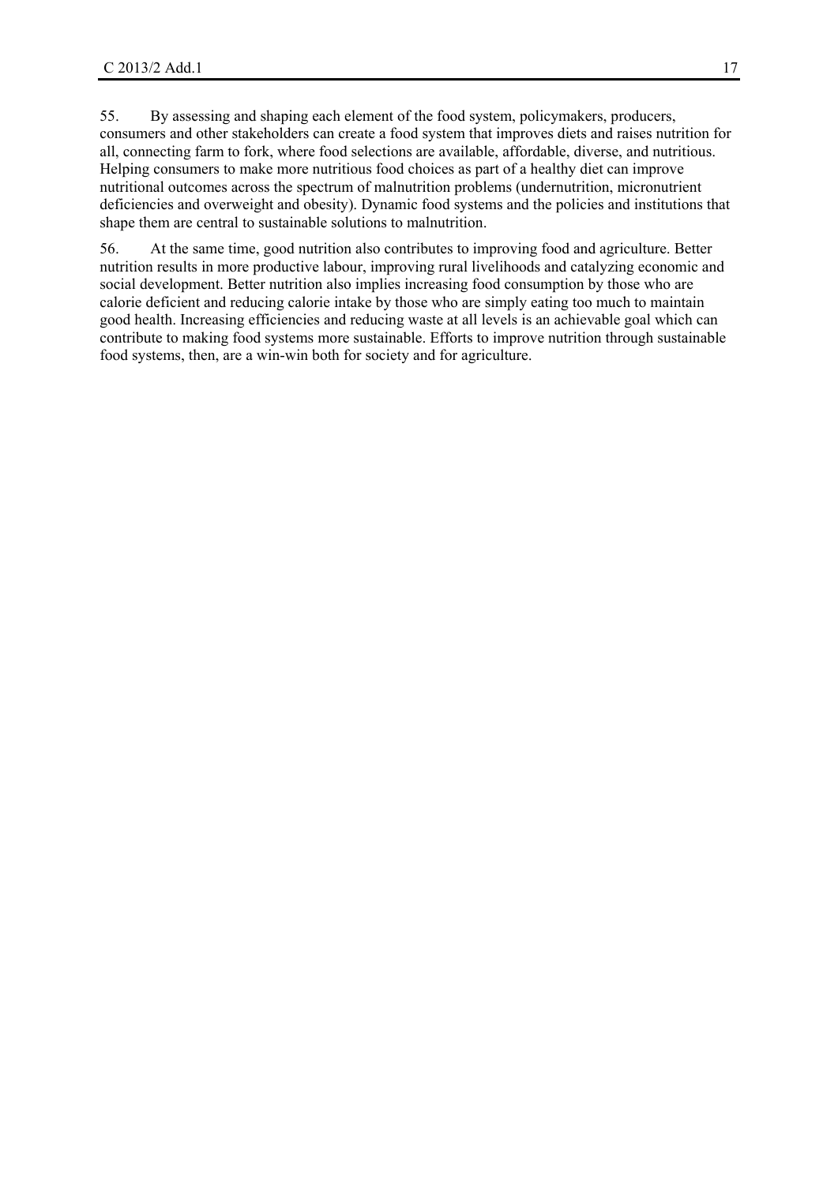55. By assessing and shaping each element of the food system, policymakers, producers, consumers and other stakeholders can create a food system that improves diets and raises nutrition for all, connecting farm to fork, where food selections are available, affordable, diverse, and nutritious. Helping consumers to make more nutritious food choices as part of a healthy diet can improve nutritional outcomes across the spectrum of malnutrition problems (undernutrition, micronutrient deficiencies and overweight and obesity). Dynamic food systems and the policies and institutions that shape them are central to sustainable solutions to malnutrition.

56. At the same time, good nutrition also contributes to improving food and agriculture. Better nutrition results in more productive labour, improving rural livelihoods and catalyzing economic and social development. Better nutrition also implies increasing food consumption by those who are calorie deficient and reducing calorie intake by those who are simply eating too much to maintain good health. Increasing efficiencies and reducing waste at all levels is an achievable goal which can contribute to making food systems more sustainable. Efforts to improve nutrition through sustainable food systems, then, are a win-win both for society and for agriculture.